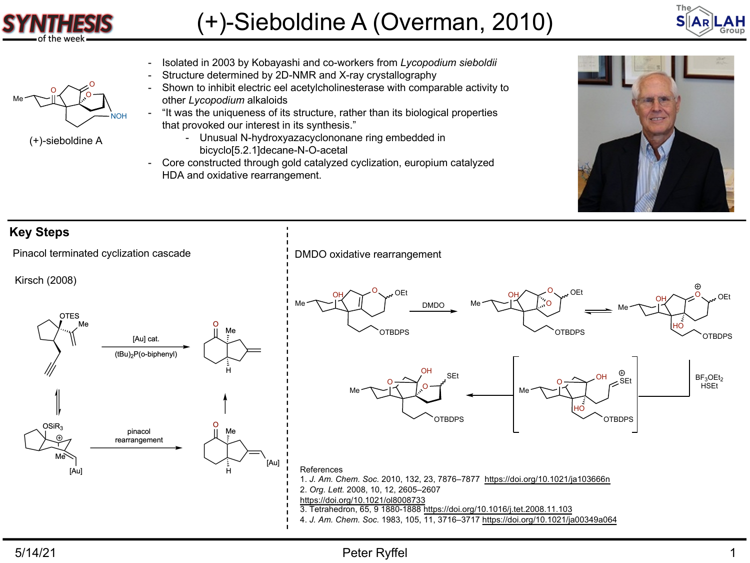# (+)-Sieboldine A (Overman, 2010)

(+)-sieboldine A

- Isolated in 2003 by Kobayashi and co-workers from *Lycopodium sieboldii*
- Structure determined by 2D-NMR and X-ray crystallography
- Shown to inhibit electric eel acetylcholinesterase with comparable activity to other *Lycopodium* alkaloids
- "It was the uniqueness of its structure, rather than its biological properties that provoked our interest in its synthesis."
  - Unusual N-hydroxyazacyclononane ring embedded in bicyclo[5.2.1]decane-N-O-acetal
- Core constructed through gold catalyzed cyclization, europium catalyzed HDA and oxidative rearrangement.

## Key Steps

### Pinacol terminated cyclization cascade

Kirsch (2008)

[Au] cat.

$(tBu)_2P(o\text{-biphenyl})$

pinacol rearrangement

### DMDO oxidative rearrangement

DMDO

$BF_3OEt_2$
HSEt

References

1. *J. Am. Chem. Soc.* 2010, 132, 23, 7876–7877 https://doi.org/10.1021/ja103666n
2. *Org. Lett.* 2008, 10, 12, 2605–2607 https://doi.org/10.1021/ol8008733
3. Tetrahedron, 65, 9 1880-1888 https://doi.org/10.1016/j.tet.2008.11.103
4. *J. Am. Chem. Soc.* 1983, 105, 11, 3716–3717 https://doi.org/10.1021/ja00349a064

5/14/21 Peter Ryffel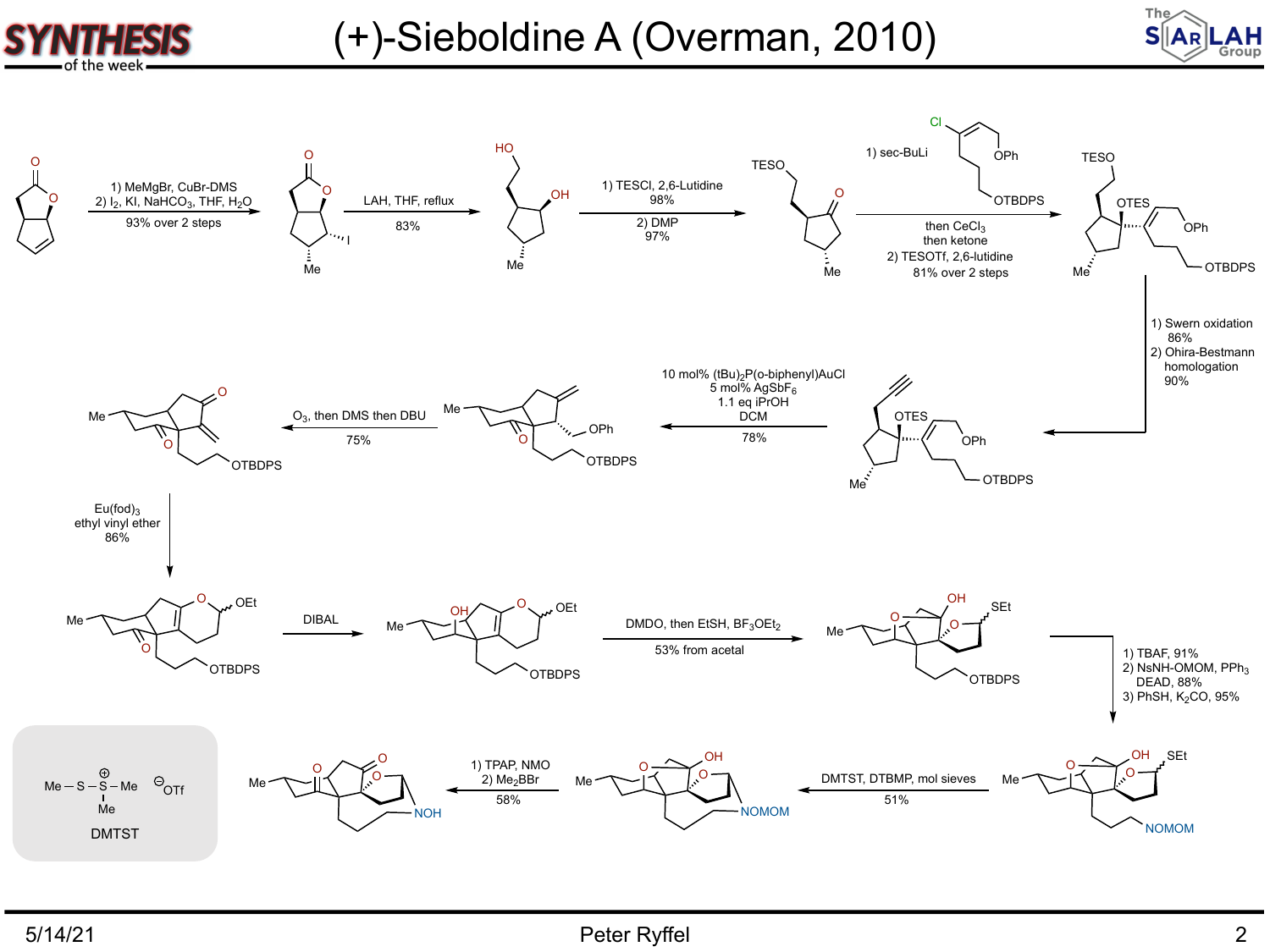# (+)-Sieboldine A (Overman, 2010)

1) MeMgBr, CuBr-DMS
2) $I_2$, KI, $NaHCO_3$, THF, $H_2O$
93% over 2 steps

LAH, THF, reflux
83%

1) TESCl, 2,6-Lutidine
98%
2) DMP
97%

1) sec-BuLi (Cl, OPh, OTBDPS)
then $CeCl_3$
then ketone
2) TESOTf, 2,6-lutidine
81% over 2 steps

1) Swern oxidation
86%
2) Ohira-Bestmann homologation
90%

10 mol% $(tBu)_2P$(o-biphenyl)AuCl
5 mol% $AgSbF_6$
1.1 eq iPrOH
DCM
78%

$O_3$, then DMS then DBU
75%

$Eu(fod)_3$
ethyl vinyl ether
86%

DIBAL

DMDO, then EtSH, $BF_3OEt_2$
53% from acetal

1) TBAF, 91%
2) NsNH-OMOM, $PPh_3$
DEAD, 88%
3) PhSH, $K_2CO$, 95%

DMTST, DTBMP, mol sieves
51%

1) TPAP, NMO
2) $Me_2BBr$
58%

DMTST: $Me-S-S^{\oplus}(Me)-Me$ $^{\ominus}OTf$